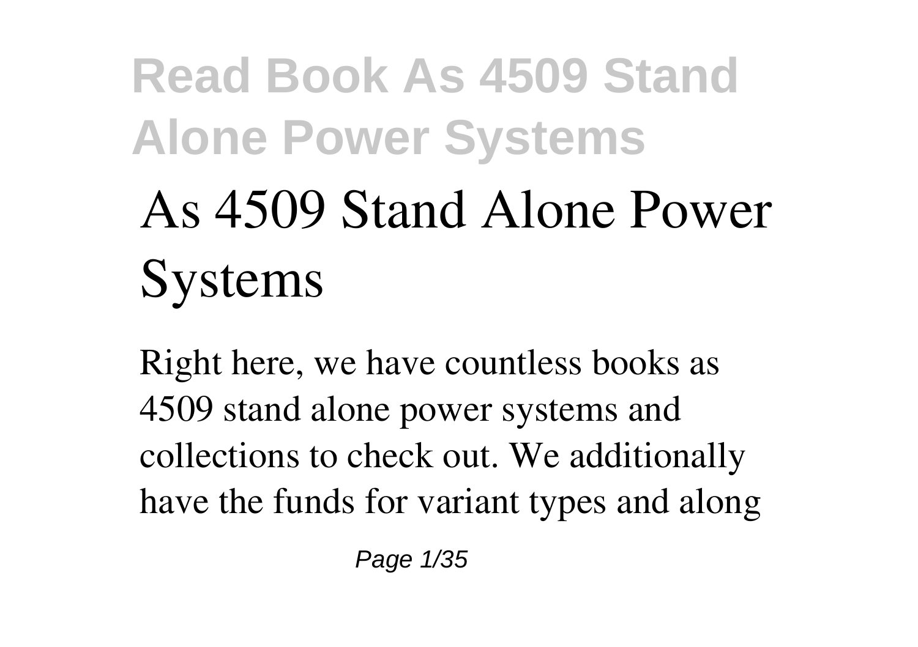# As 4509 Stand Alone Power Systems

Right here, we have countless books as 4509 stand alone power systems and collections to check out. We additionally have the funds for variant types and along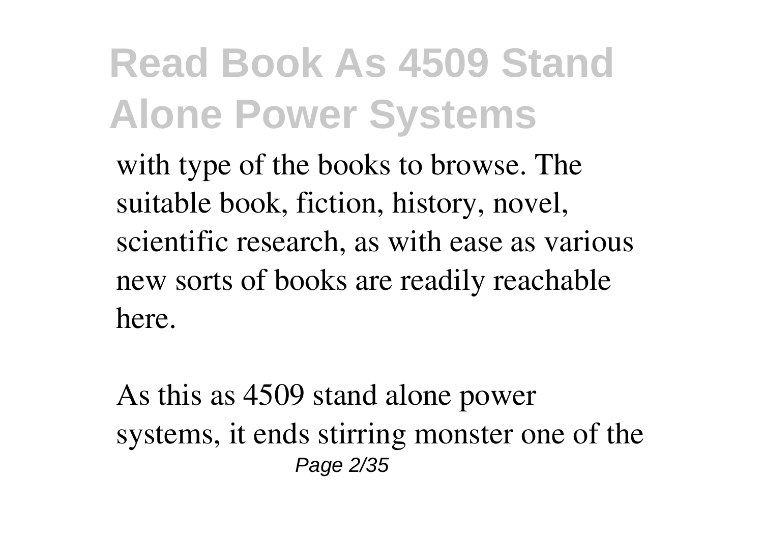with type of the books to browse. The suitable book, fiction, history, novel, scientific research, as with ease as various new sorts of books are readily reachable here.

As this as 4509 stand alone power systems, it ends stirring monster one of the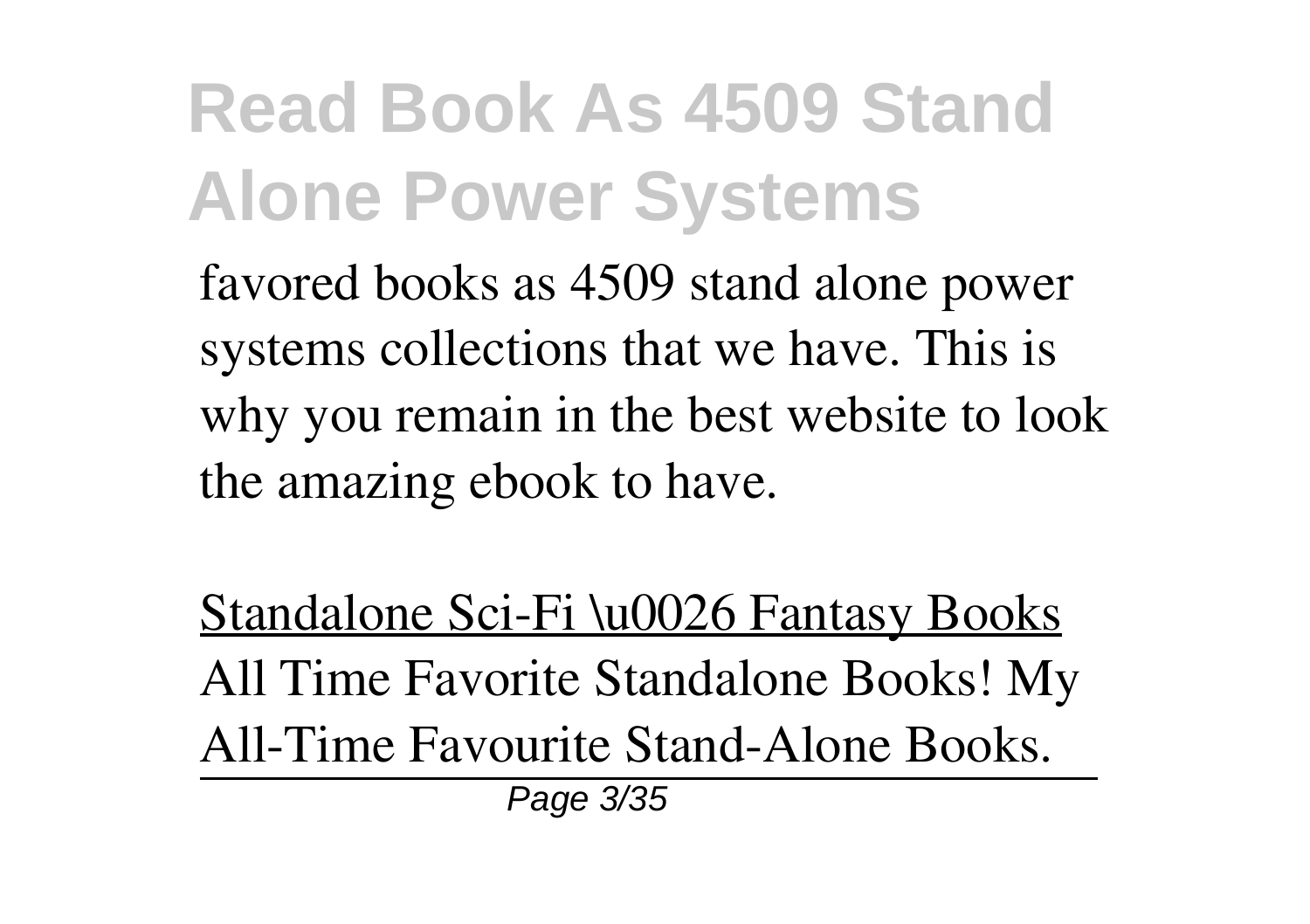favored books as 4509 stand alone power systems collections that we have. This is why you remain in the best website to look the amazing ebook to have.

Standalone Sci-Fi \u0026 Fantasy Books

All Time Favorite Standalone Books! My All-Time Favourite Stand-Alone Books.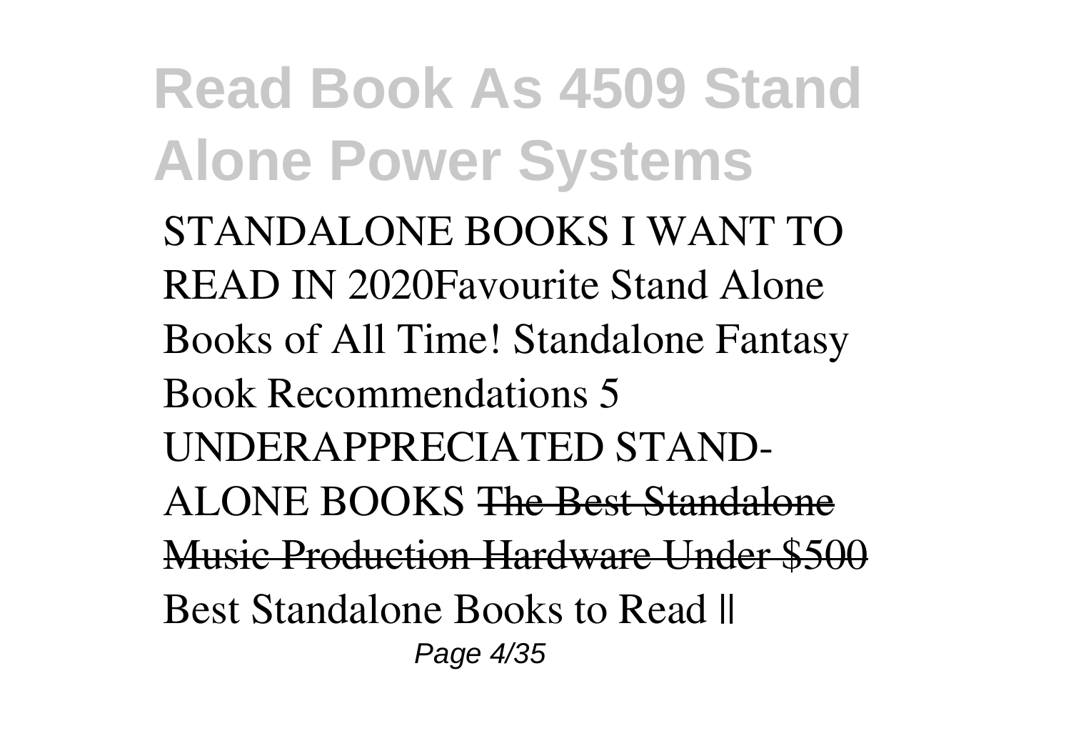STANDALONE BOOKS I WANT TO READ IN 2020Favourite Stand Alone Books of All Time! Standalone Fantasy Book Recommendations 5 UNDERAPPRECIATED STAND-ALONE BOOKS ~~The Best Standalone Music Production Hardware Under $500~~ Best Standalone Books to Read ||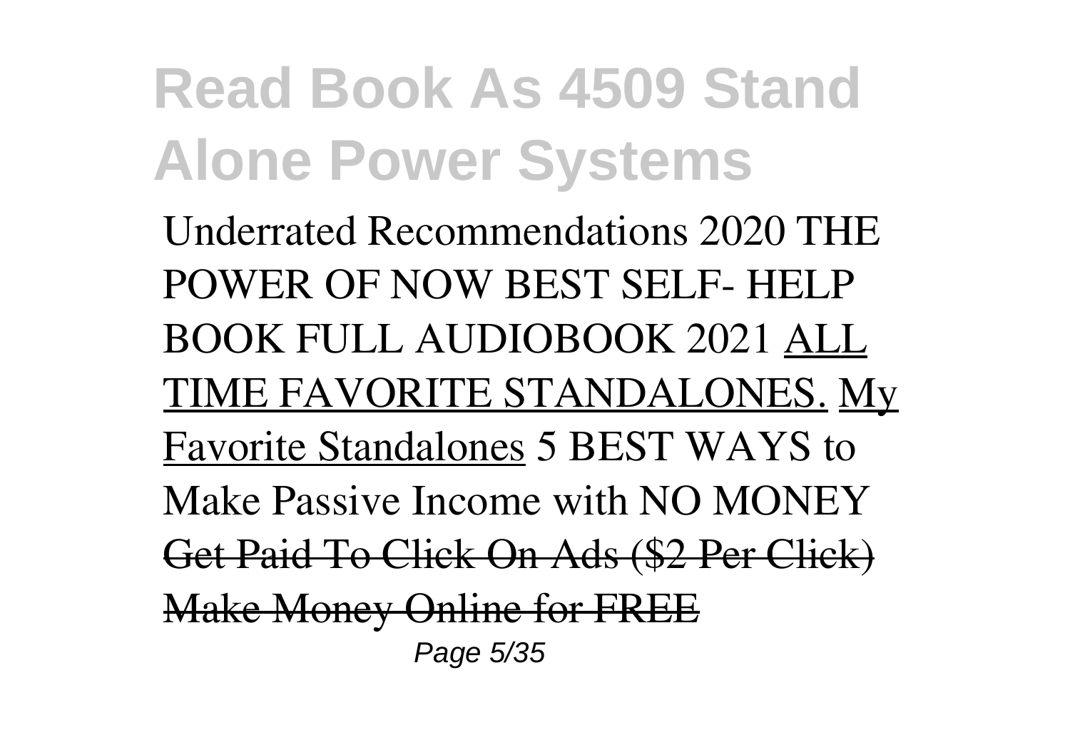Underrated Recommendations 2020 THE POWER OF NOW BEST SELF- HELP BOOK FULL AUDIOBOOK 2021 ALL TIME FAVORITE STANDALONES. My Favorite Standalones 5 BEST WAYS to Make Passive Income with NO MONEY ~~Get Paid To Click On Ads ($2 Per Click) Make Money Online for FREE~~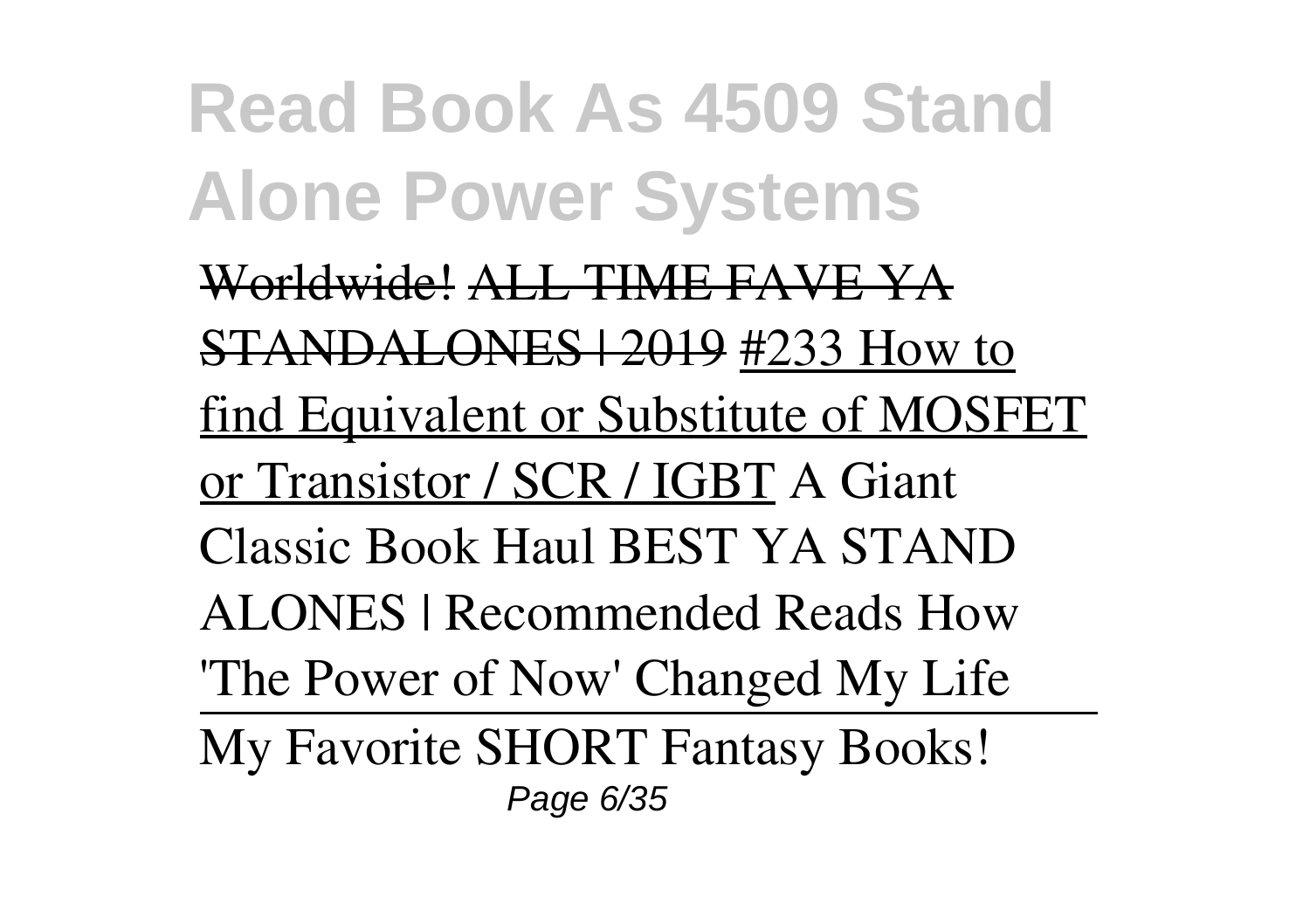Worldwide! ALL TIME FAVE YA STANDALONES | 2019 #233 How to find Equivalent or Substitute of MOSFET or Transistor / SCR / IGBT A Giant Classic Book Haul BEST YA STAND ALONES | Recommended Reads How 'The Power of Now' Changed My Life

My Favorite SHORT Fantasy Books!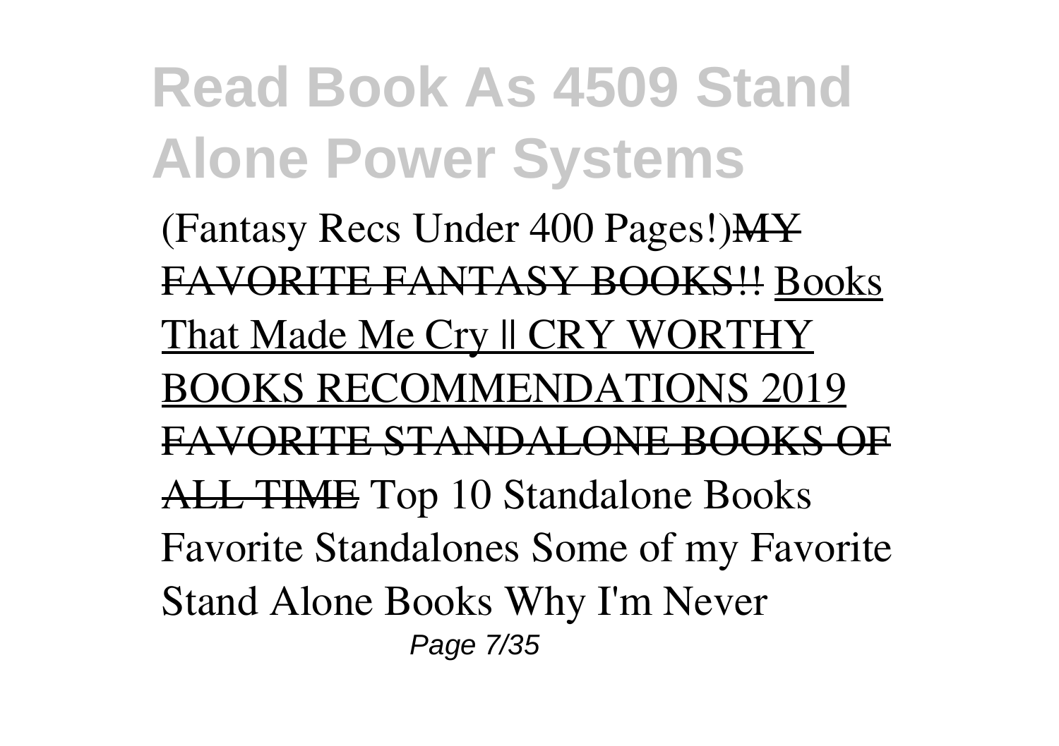(Fantasy Recs Under 400 Pages!)~~MY FAVORITE FANTASY BOOKS!!~~ Books That Made Me Cry || CRY WORTHY BOOKS RECOMMENDATIONS 2019 ~~FAVORITE STANDALONE BOOKS OF ALL TIME~~ Top 10 Standalone Books Favorite Standalones Some of my Favorite Stand Alone Books Why I'm Never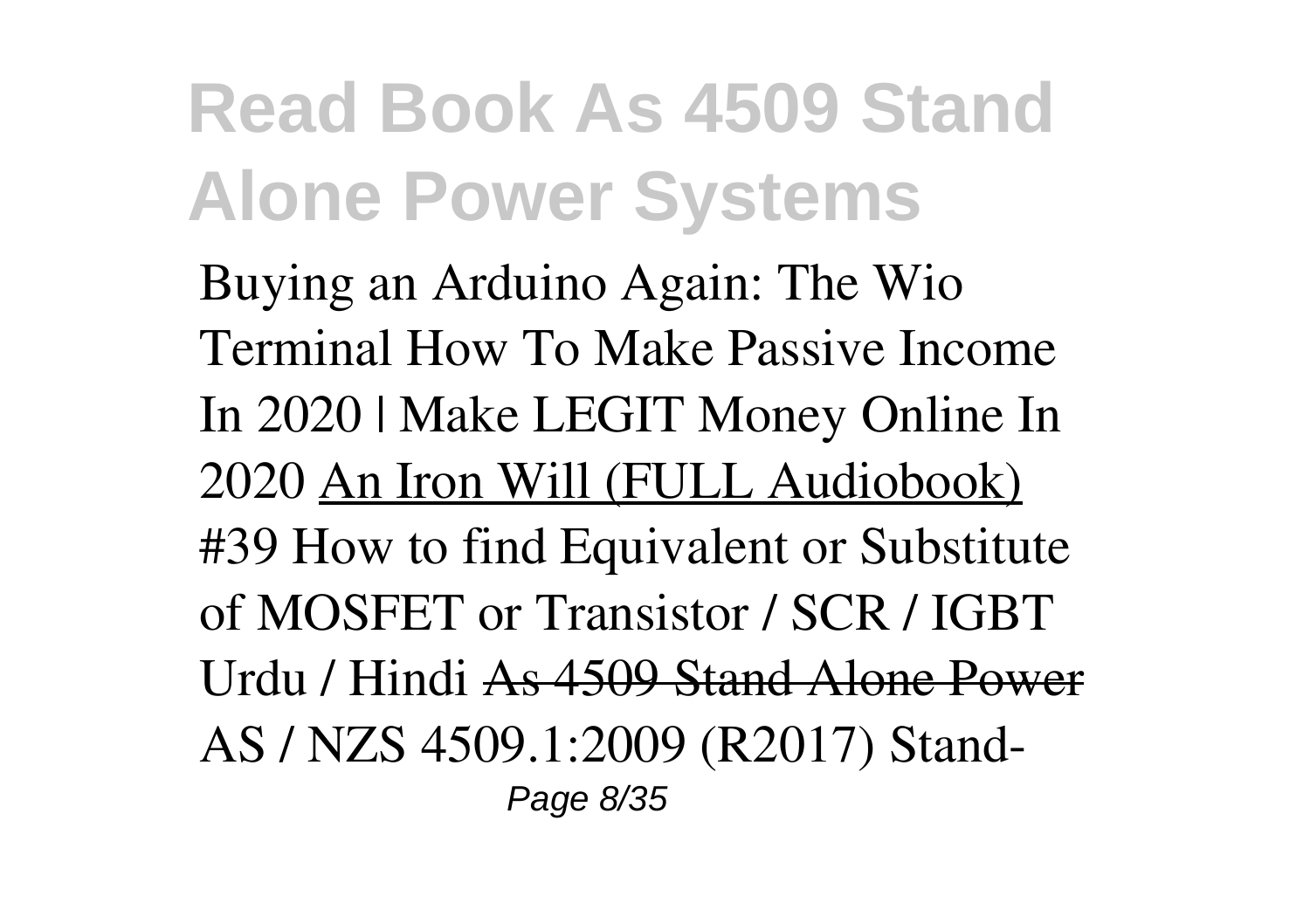Buying an Arduino Again: The Wio Terminal How To Make Passive Income In 2020 | Make LEGIT Money Online In 2020 An Iron Will (FULL Audiobook) #39 How to find Equivalent or Substitute of MOSFET or Transistor / SCR / IGBT Urdu / Hindi ~~As 4509 Stand Alone Power~~ AS / NZS 4509.1:2009 (R2017) Stand-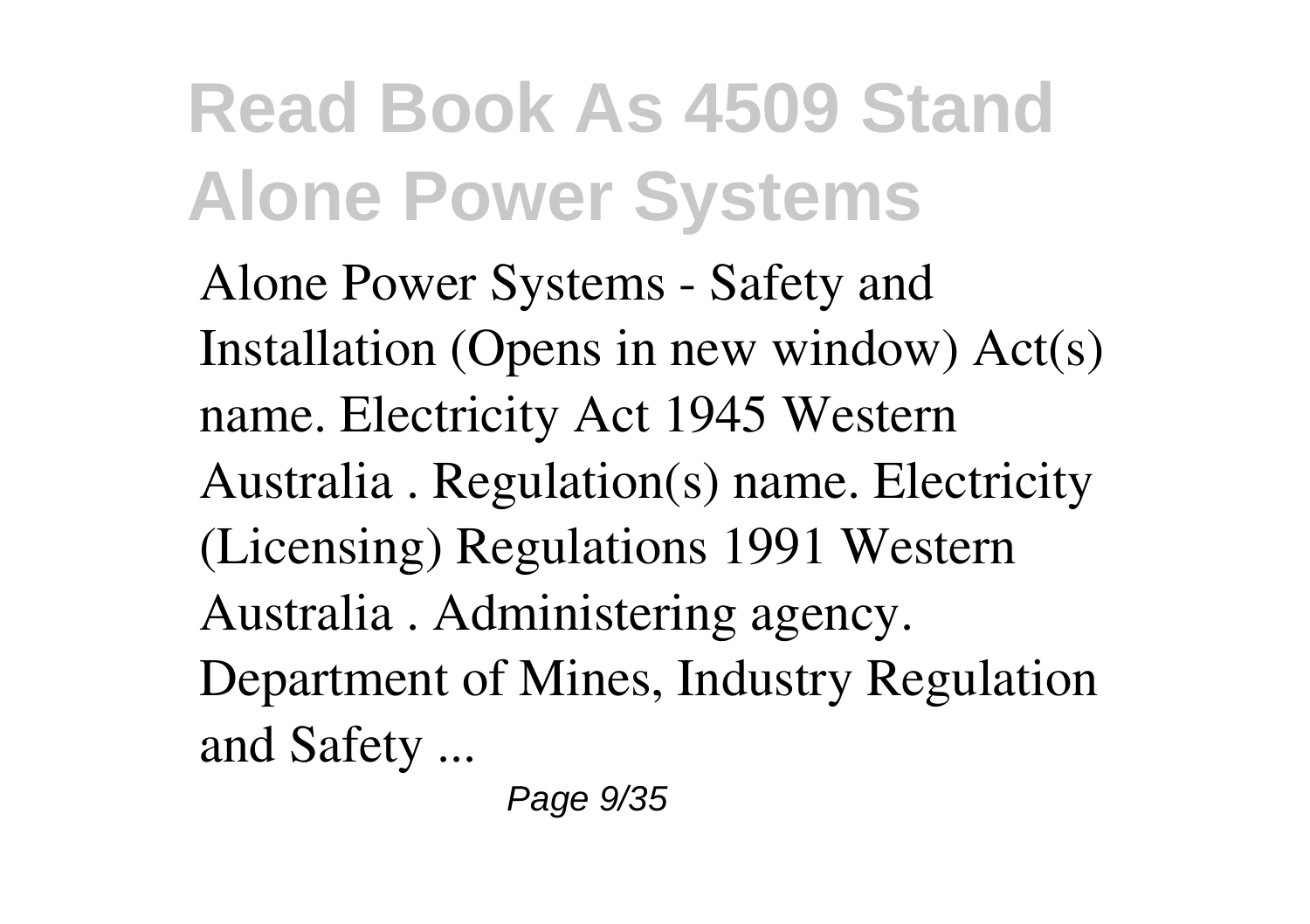# Read Book As 4509 Stand Alone Power Systems

Alone Power Systems - Safety and Installation (Opens in new window) Act(s) name. Electricity Act 1945 Western Australia . Regulation(s) name. Electricity (Licensing) Regulations 1991 Western Australia . Administering agency. Department of Mines, Industry Regulation and Safety ...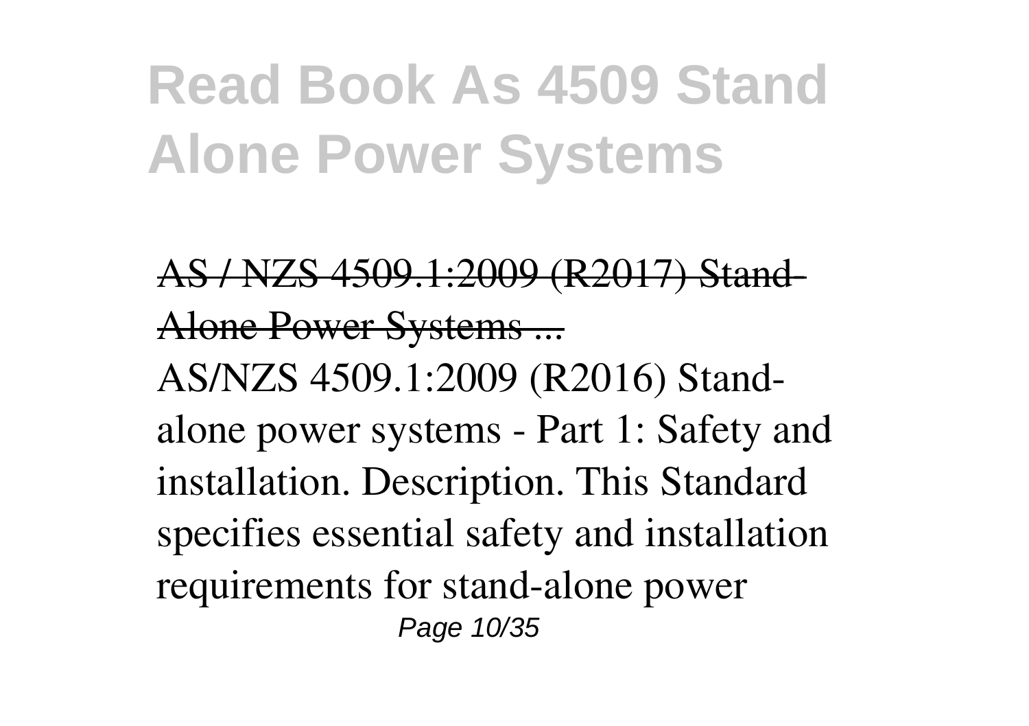# Read Book As 4509 Stand Alone Power Systems

AS / NZS 4509.1:2009 (R2017) Stand-Alone Power Systems ...

AS/NZS 4509.1:2009 (R2016) Stand-alone power systems - Part 1: Safety and installation. Description. This Standard specifies essential safety and installation requirements for stand-alone power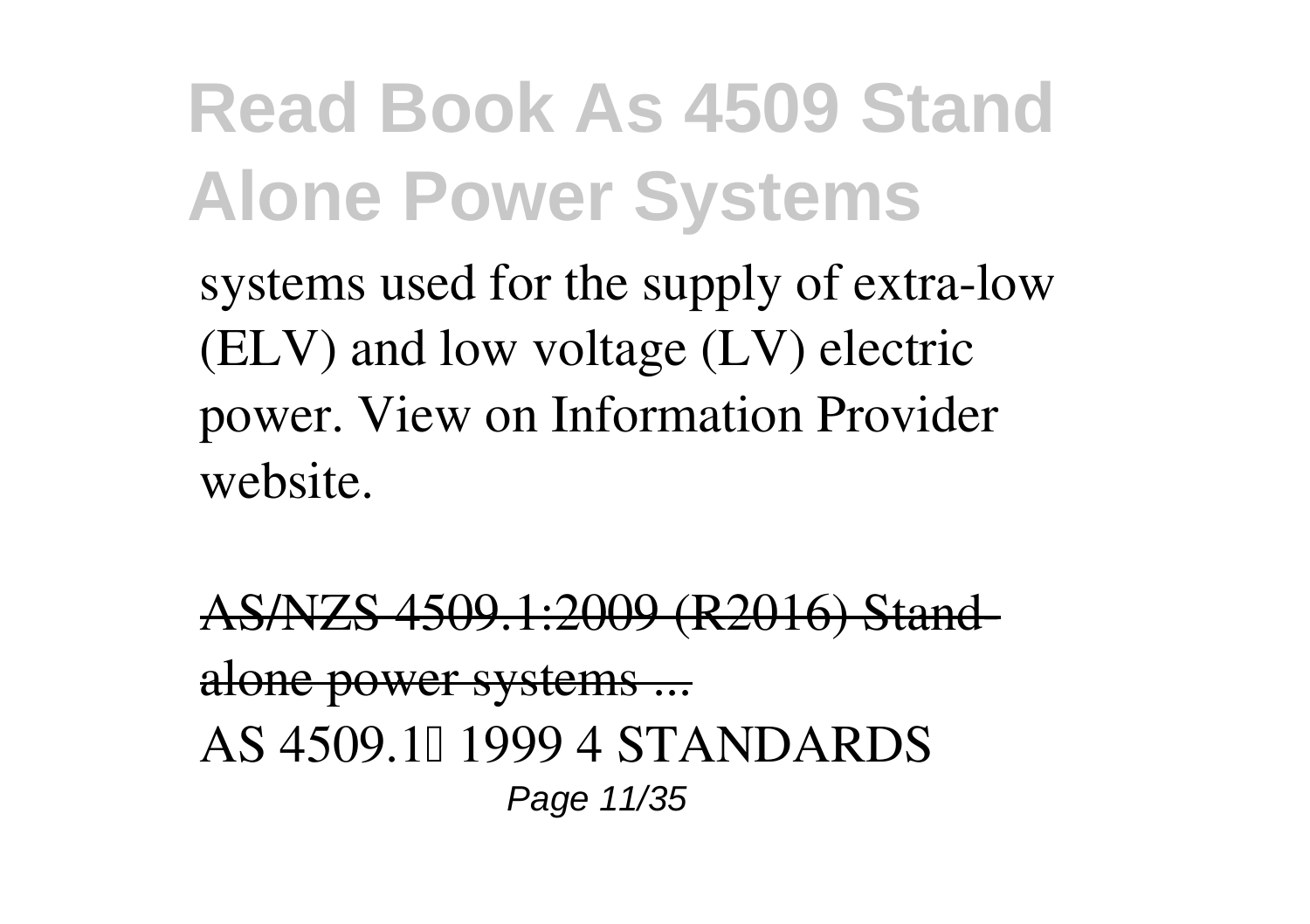systems used for the supply of extra-low (ELV) and low voltage (LV) electric power. View on Information Provider website.

AS/NZS 4509.1:2009 (R2016) Stand-alone power systems ...

AS 4509.1 1999 4 STANDARDS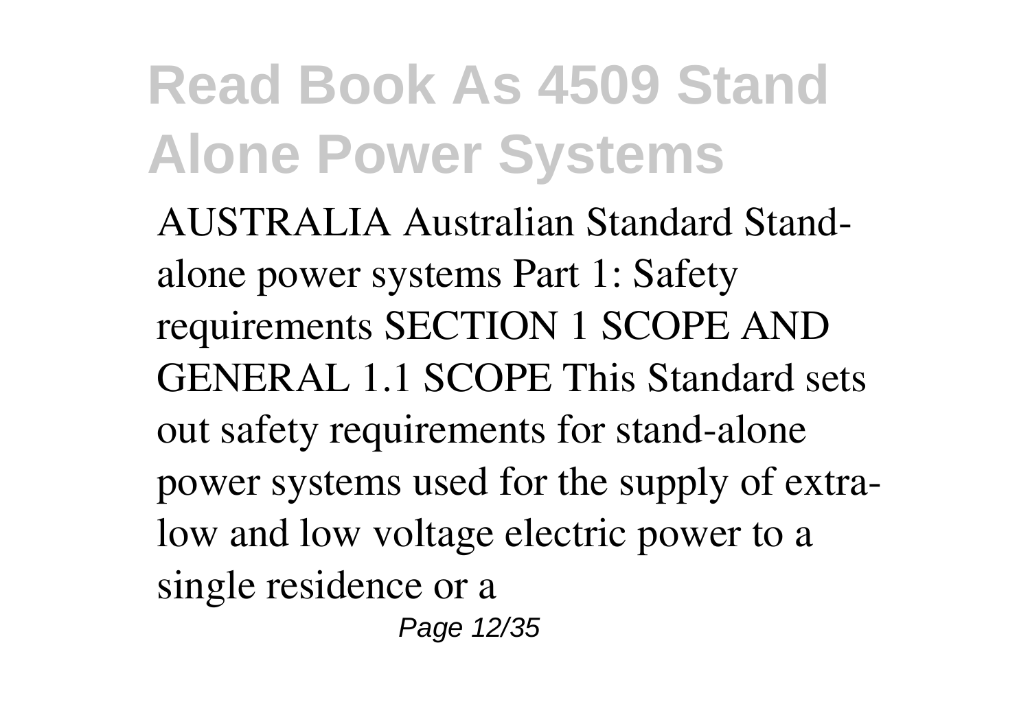# Read Book As 4509 Stand Alone Power Systems

AUSTRALIA Australian Standard Stand-alone power systems Part 1: Safety requirements SECTION 1 SCOPE AND GENERAL 1.1 SCOPE This Standard sets out safety requirements for stand-alone power systems used for the supply of extra-low and low voltage electric power to a single residence or a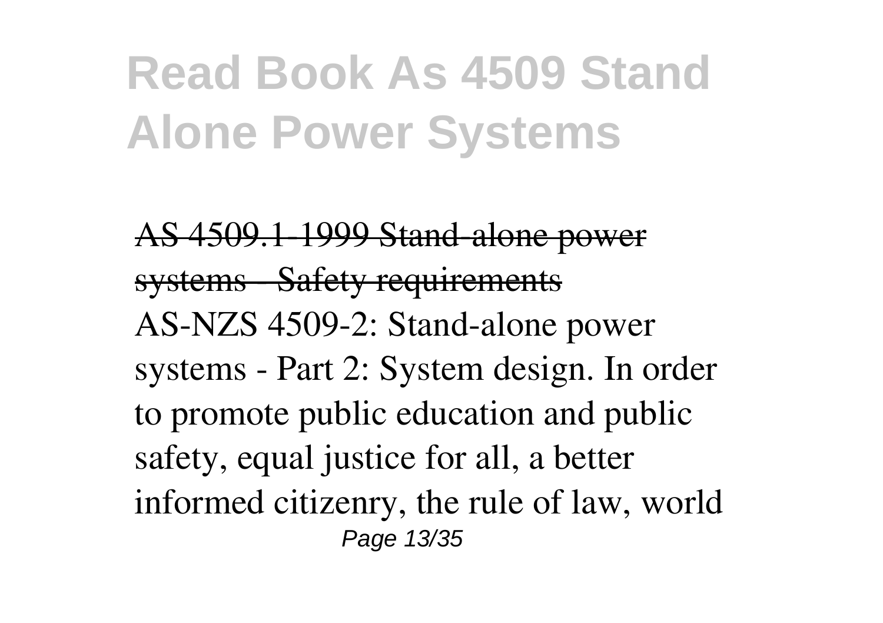# Read Book As 4509 Stand Alone Power Systems

AS 4509.1-1999 Stand-alone power systems - Safety requirements

AS-NZS 4509-2: Stand-alone power systems - Part 2: System design. In order to promote public education and public safety, equal justice for all, a better informed citizenry, the rule of law, world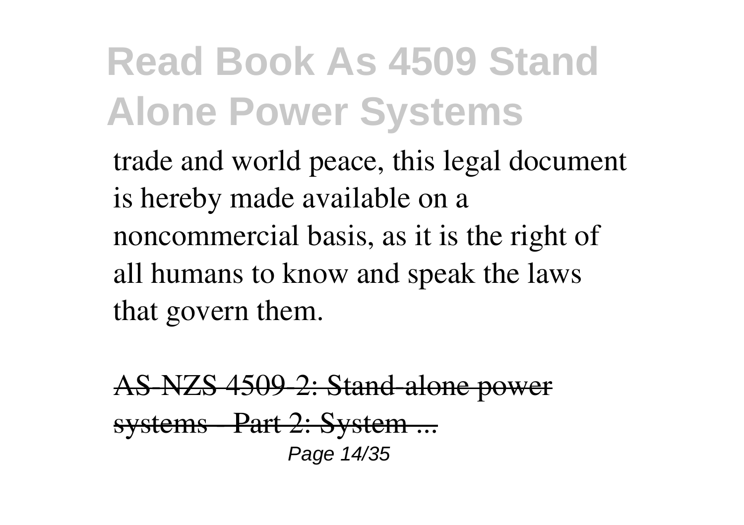trade and world peace, this legal document is hereby made available on a noncommercial basis, as it is the right of all humans to know and speak the laws that govern them.

AS-NZS 4509-2: Stand-alone power systems - Part 2: System ...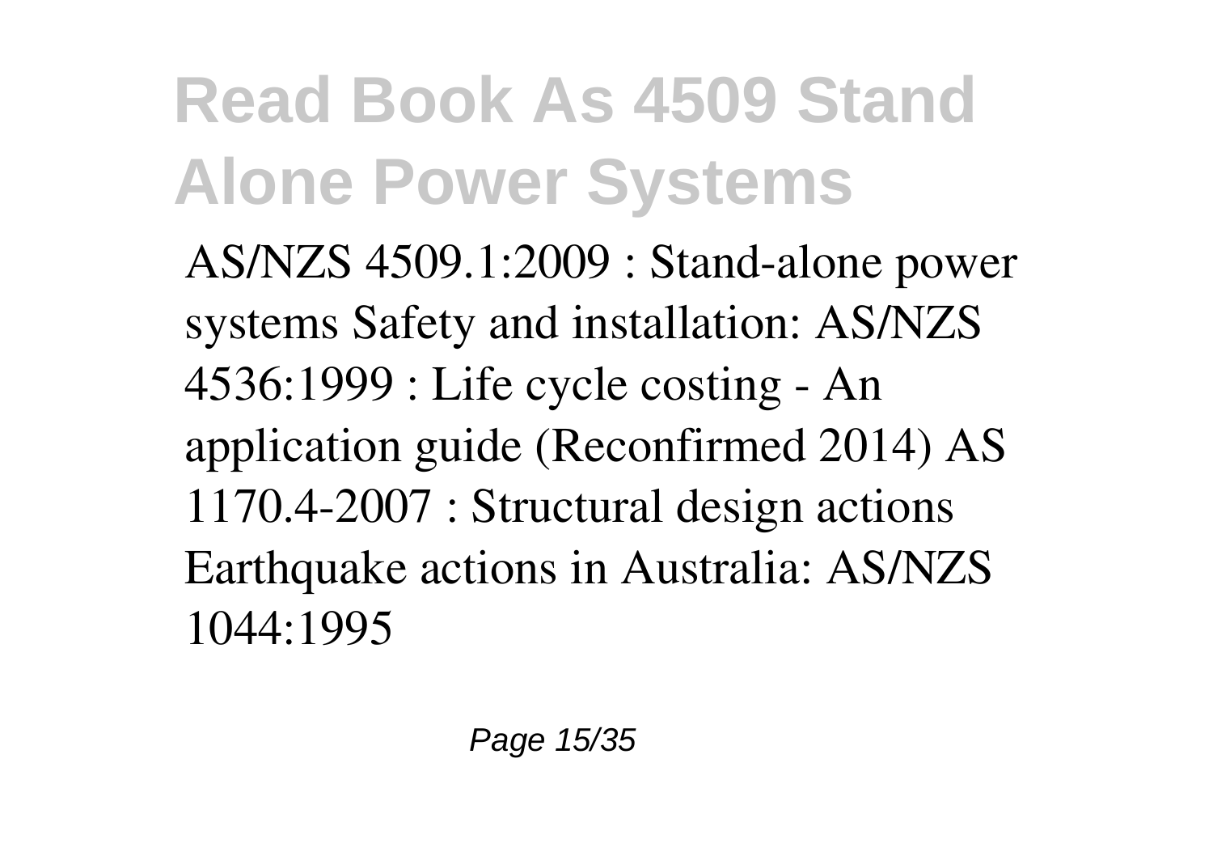AS/NZS 4509.1:2009 : Stand-alone power systems Safety and installation: AS/NZS 4536:1999 : Life cycle costing - An application guide (Reconfirmed 2014) AS 1170.4-2007 : Structural design actions Earthquake actions in Australia: AS/NZS 1044:1995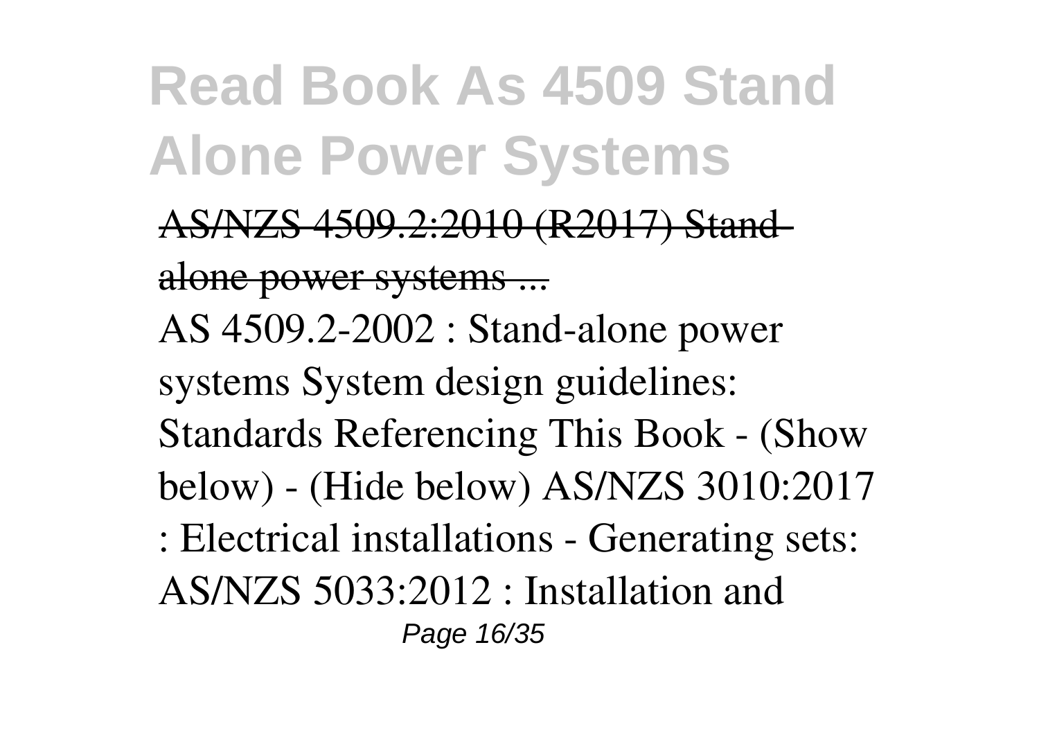AS/NZS 4509.2:2010 (R2017) Stand-alone power systems ...

AS 4509.2-2002 : Stand-alone power systems System design guidelines: Standards Referencing This Book - (Show below) - (Hide below) AS/NZS 3010:2017 : Electrical installations - Generating sets: AS/NZS 5033:2012 : Installation and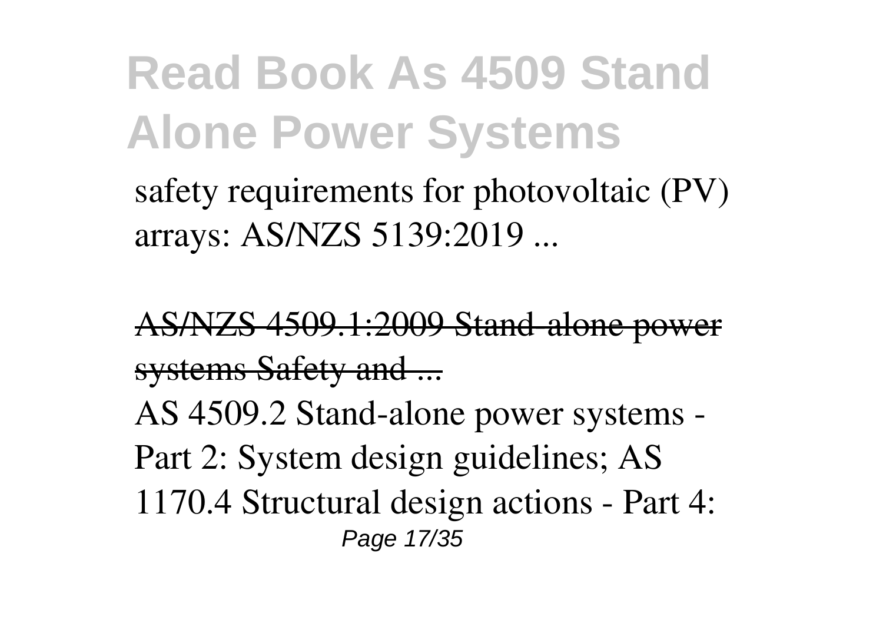safety requirements for photovoltaic (PV) arrays: AS/NZS 5139:2019 ...

AS/NZS 4509.1:2009 Stand-alone power systems Safety and ...

AS 4509.2 Stand-alone power systems - Part 2: System design guidelines; AS 1170.4 Structural design actions - Part 4: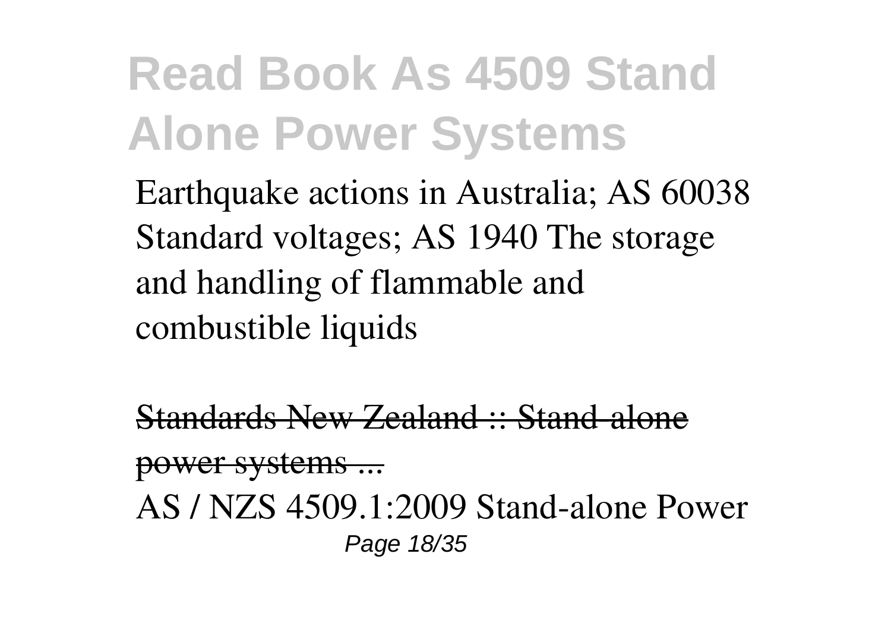Earthquake actions in Australia; AS 60038 Standard voltages; AS 1940 The storage and handling of flammable and combustible liquids

Standards New Zealand :: Stand-alone power systems ...

AS / NZS 4509.1:2009 Stand-alone Power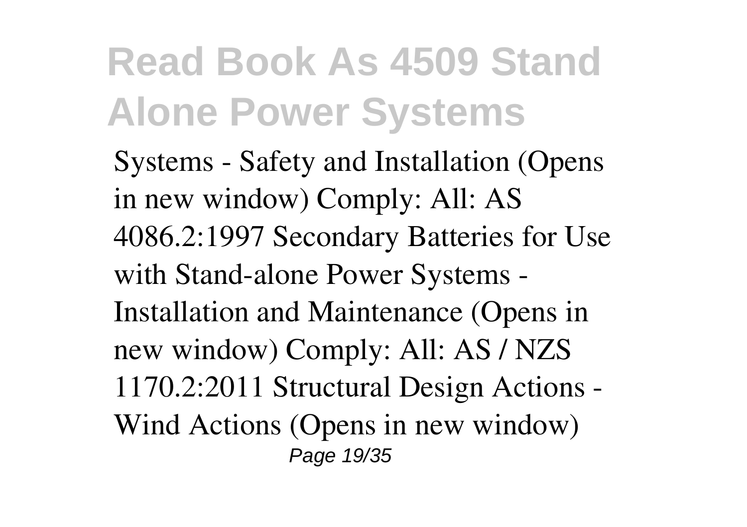Systems - Safety and Installation (Opens in new window) Comply: All: AS 4086.2:1997 Secondary Batteries for Use with Stand-alone Power Systems - Installation and Maintenance (Opens in new window) Comply: All: AS / NZS 1170.2:2011 Structural Design Actions - Wind Actions (Opens in new window)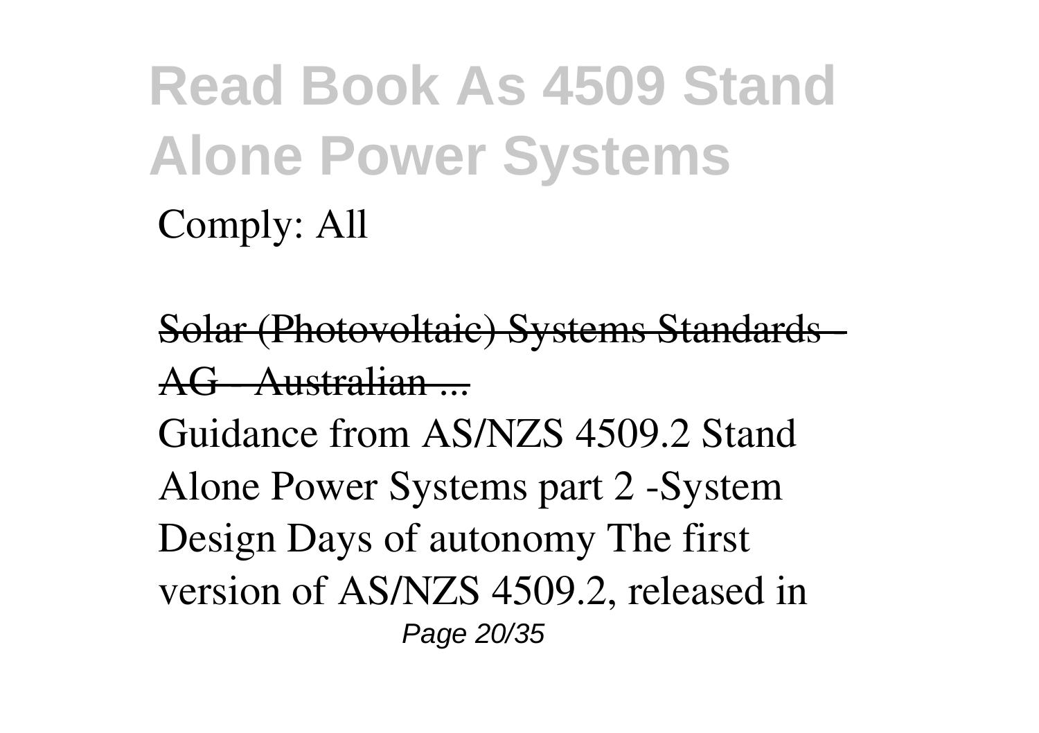Comply: All

Solar (Photovoltaic) Systems Standards - AG - Australian ...

Guidance from AS/NZS 4509.2 Stand Alone Power Systems part 2 -System Design Days of autonomy The first version of AS/NZS 4509.2, released in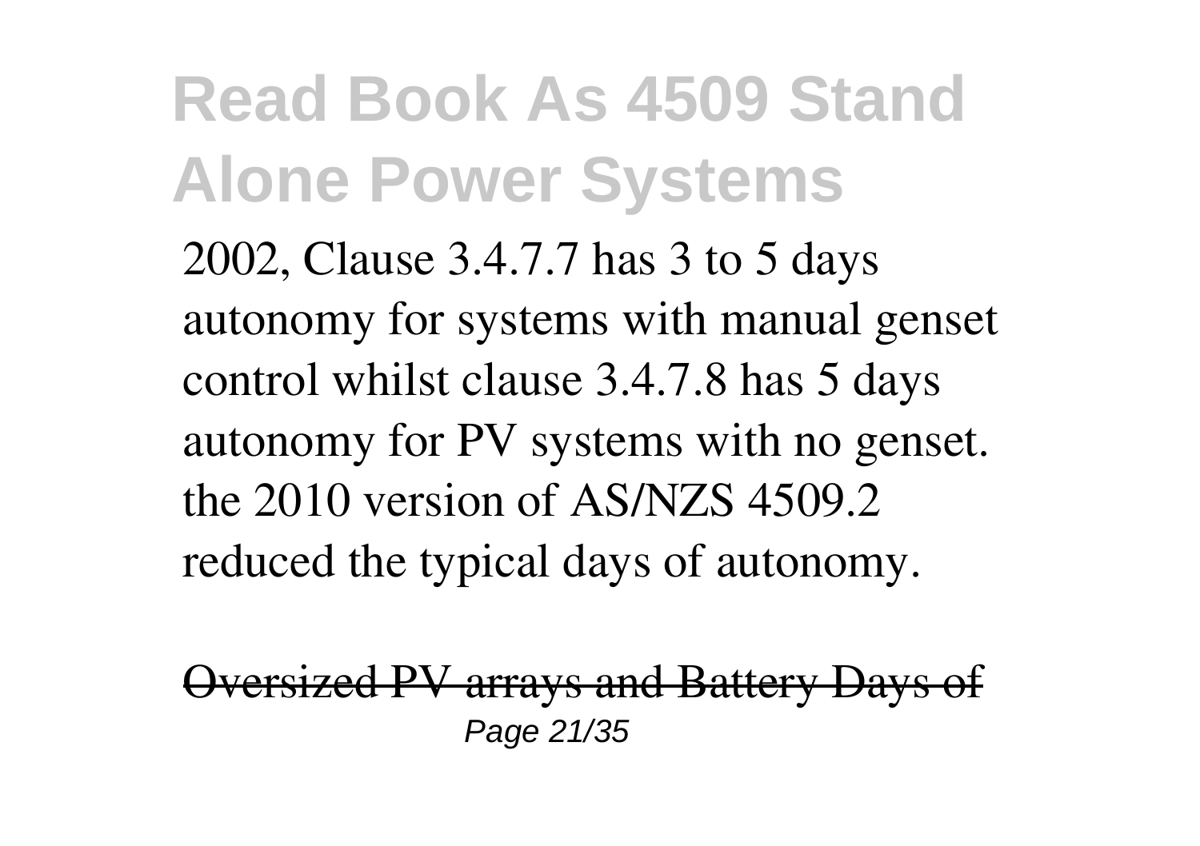2002, Clause 3.4.7.7 has 3 to 5 days autonomy for systems with manual genset control whilst clause 3.4.7.8 has 5 days autonomy for PV systems with no genset. the 2010 version of AS/NZS 4509.2 reduced the typical days of autonomy.

Oversized PV arrays and Battery Days of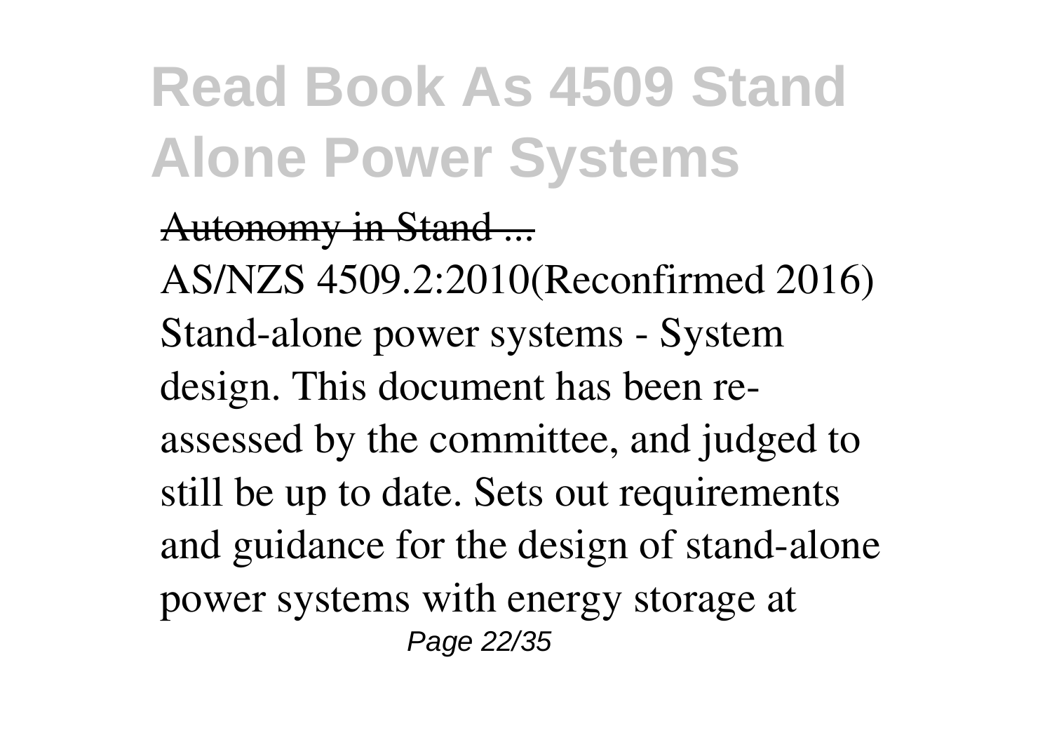Autonomy in Stand ...

AS/NZS 4509.2:2010(Reconfirmed 2016) Stand-alone power systems - System design. This document has been re-assessed by the committee, and judged to still be up to date. Sets out requirements and guidance for the design of stand-alone power systems with energy storage at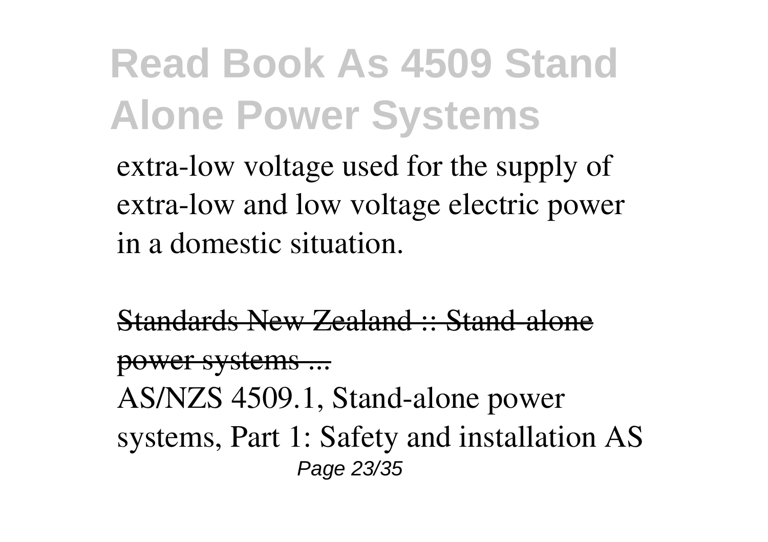extra-low voltage used for the supply of extra-low and low voltage electric power in a domestic situation.

Standards New Zealand :: Stand-alone power systems ...

AS/NZS 4509.1, Stand-alone power systems, Part 1: Safety and installation AS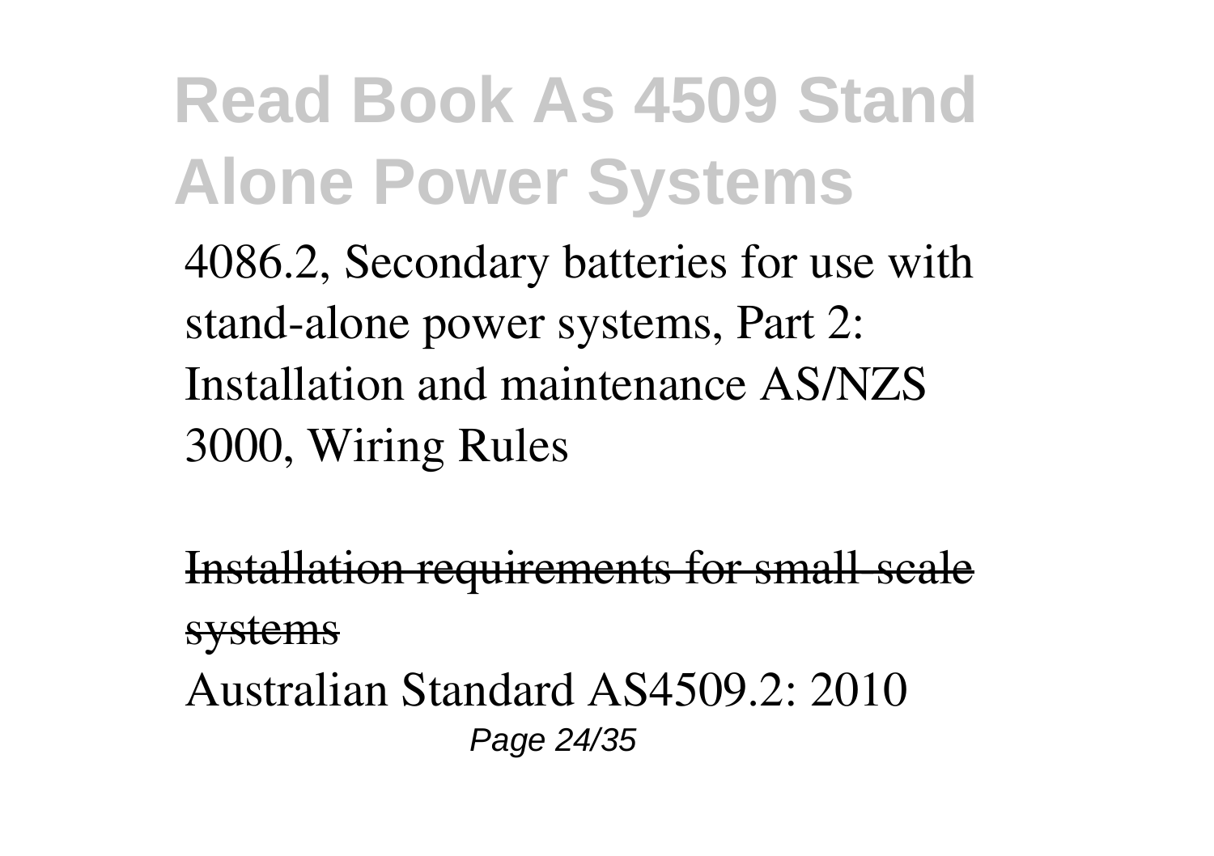4086.2, Secondary batteries for use with stand-alone power systems, Part 2: Installation and maintenance AS/NZS 3000, Wiring Rules

~~Installation requirements for small-scale systems~~

Australian Standard AS4509.2: 2010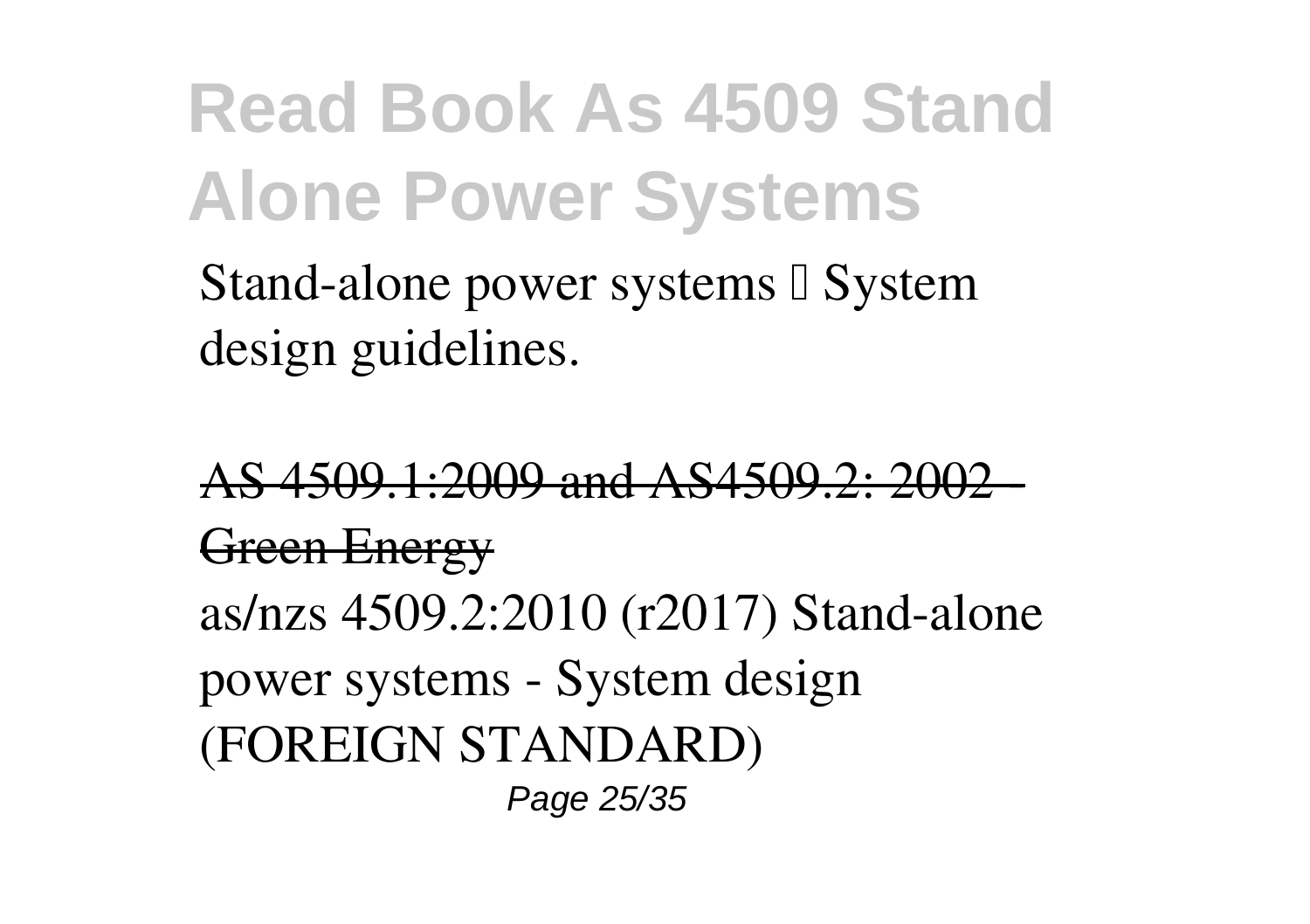Stand-alone power systems – System design guidelines.

AS 4509.1:2009 and AS4509.2: 2002 - Green Energy

as/nzs 4509.2:2010 (r2017) Stand-alone power systems - System design (FOREIGN STANDARD)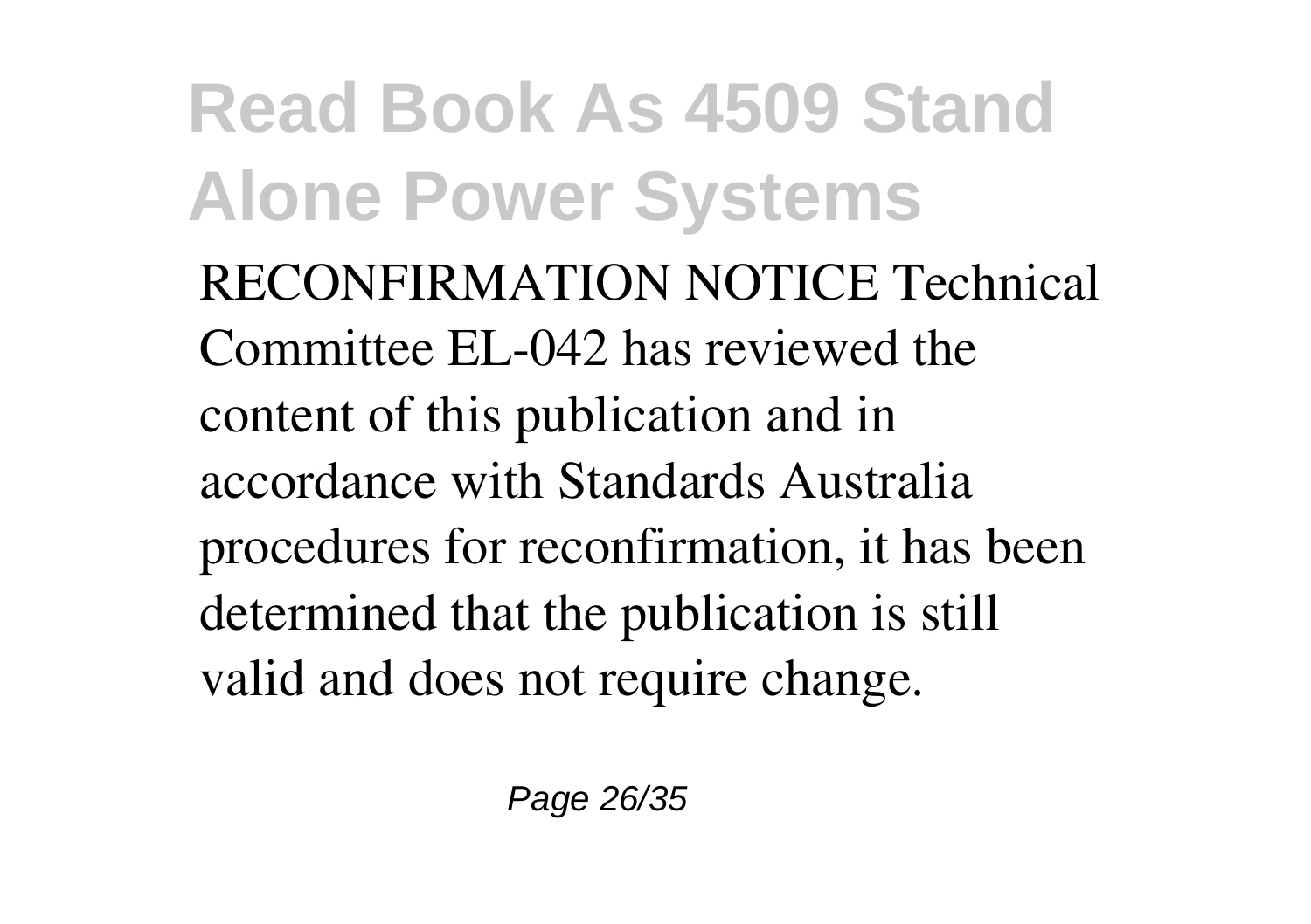RECONFIRMATION NOTICE Technical Committee EL-042 has reviewed the content of this publication and in accordance with Standards Australia procedures for reconfirmation, it has been determined that the publication is still valid and does not require change.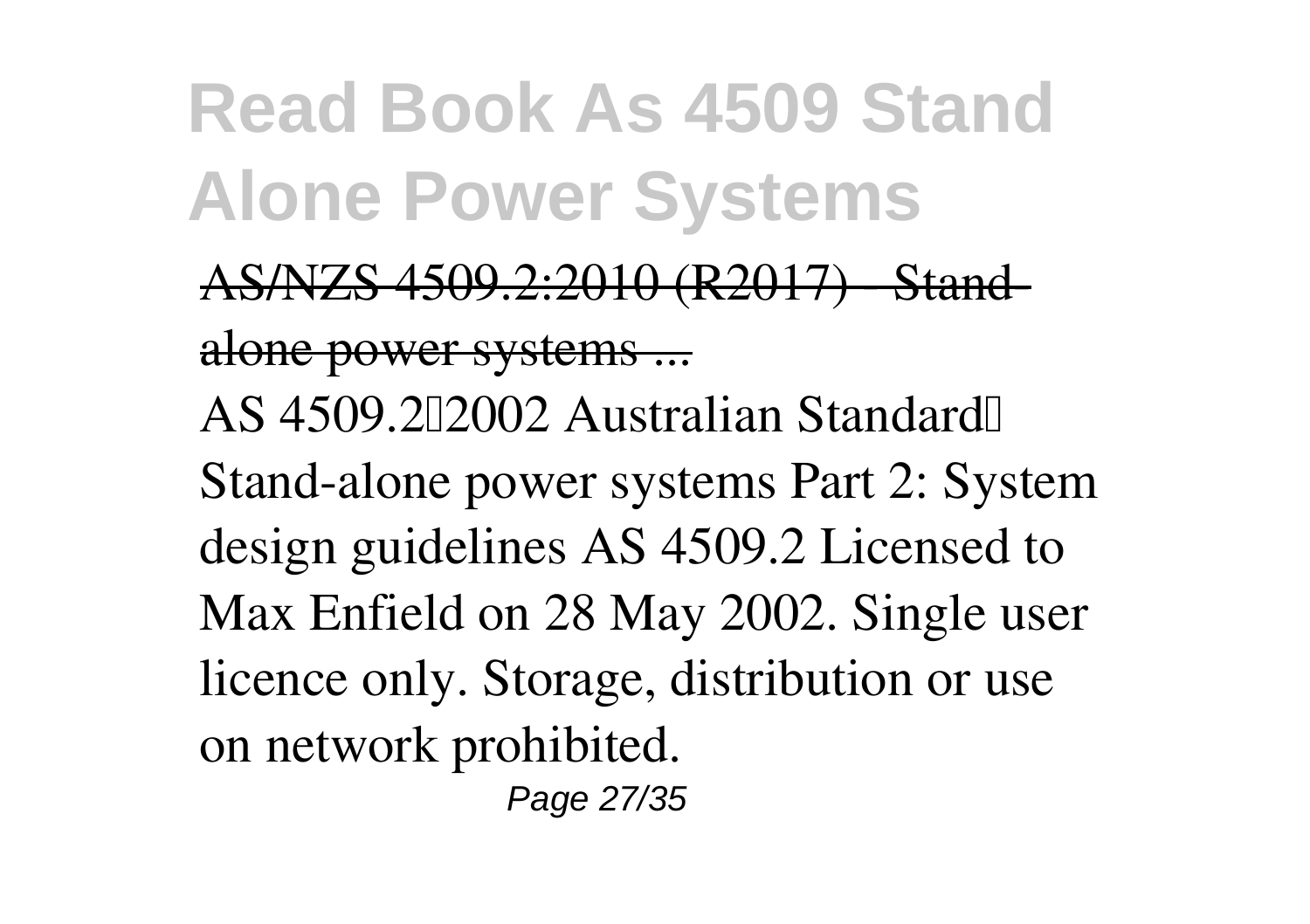AS/NZS 4509.2:2010 (R2017) - Stand-alone power systems ...

AS 4509.2—2002 Australian Standard™ Stand-alone power systems Part 2: System design guidelines AS 4509.2 Licensed to Max Enfield on 28 May 2002. Single user licence only. Storage, distribution or use on network prohibited.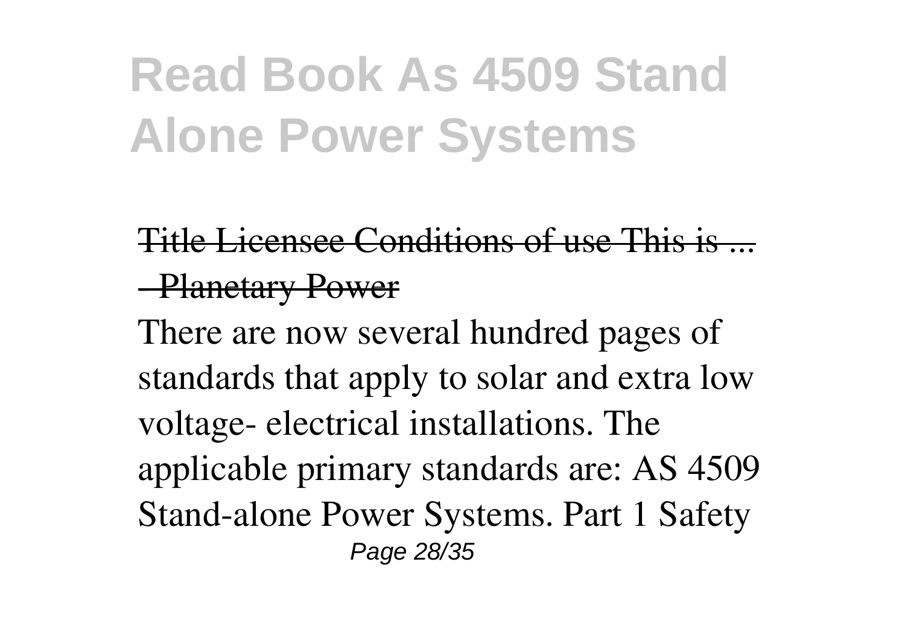# Read Book As 4509 Stand Alone Power Systems

Title Licensee Conditions of use This is ... - Planetary Power

There are now several hundred pages of standards that apply to solar and extra low voltage- electrical installations. The applicable primary standards are: AS 4509 Stand-alone Power Systems. Part 1 Safety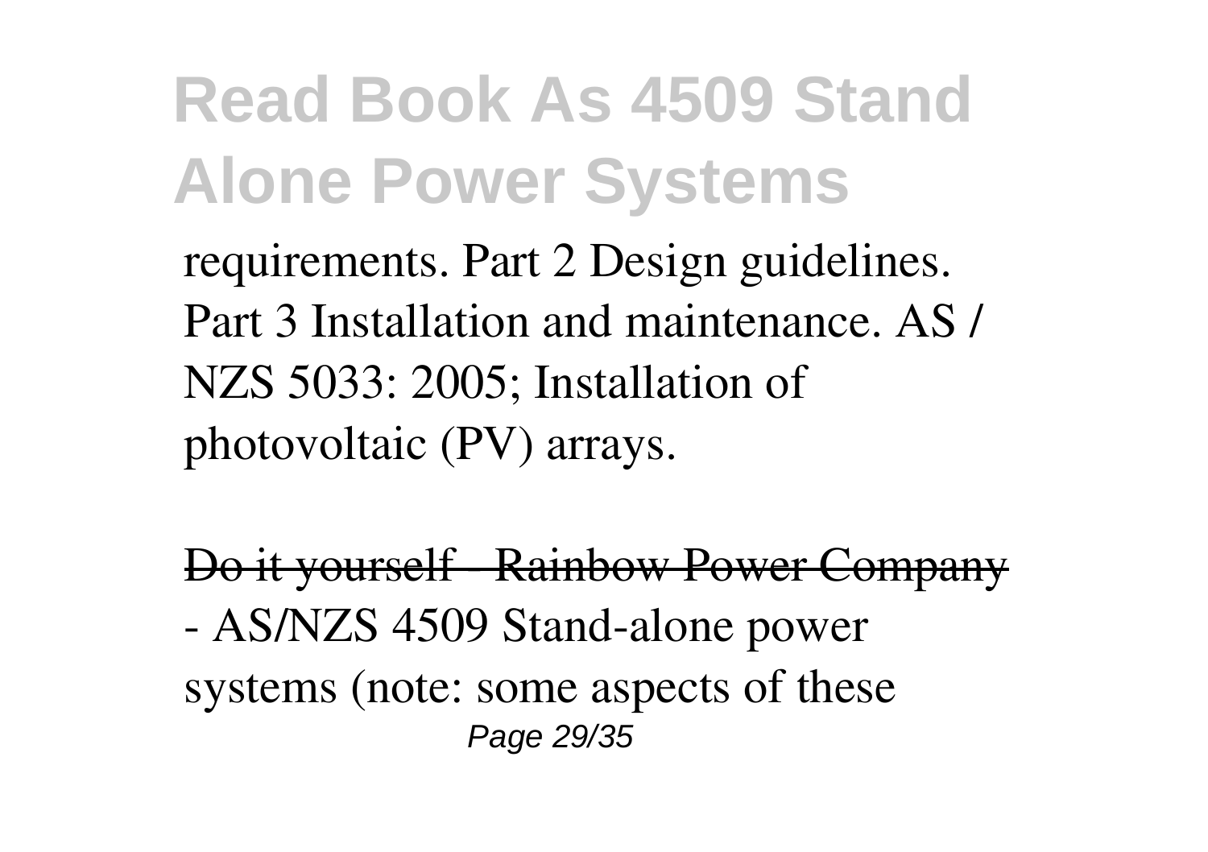requirements. Part 2 Design guidelines. Part 3 Installation and maintenance. AS / NZS 5033: 2005; Installation of photovoltaic (PV) arrays.

~~Do it yourself - Rainbow Power Company~~

- AS/NZS 4509 Stand-alone power systems (note: some aspects of these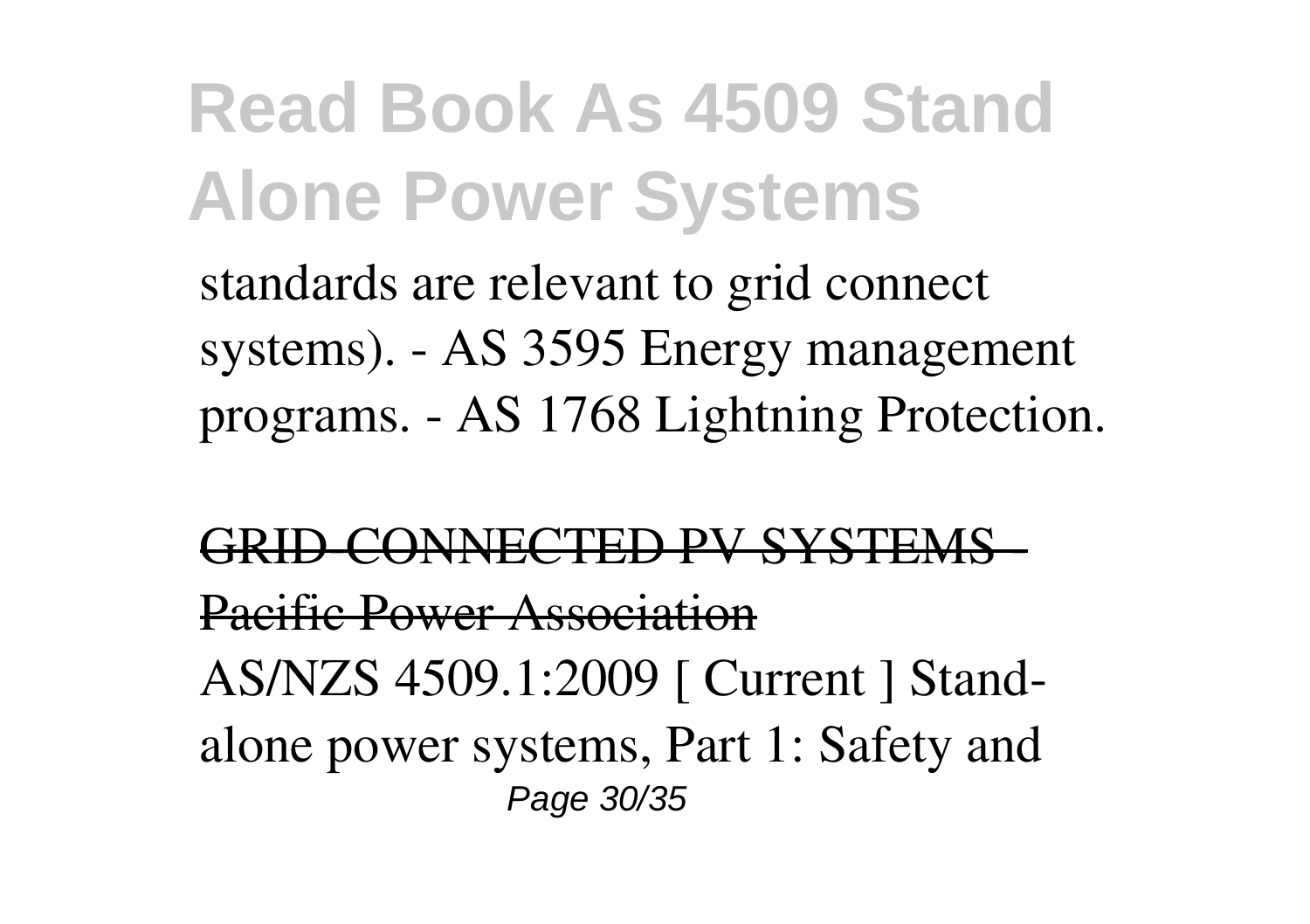standards are relevant to grid connect systems). - AS 3595 Energy management programs. - AS 1768 Lightning Protection.

GRID-CONNECTED PV SYSTEMS - Pacific Power Association

AS/NZS 4509.1:2009 [ Current ] Stand-alone power systems, Part 1: Safety and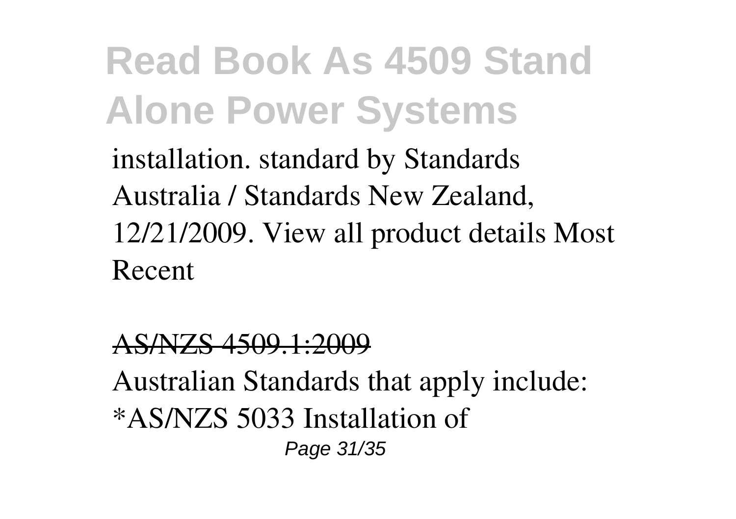installation. standard by Standards Australia / Standards New Zealand, 12/21/2009. View all product details Most Recent

## AS/NZS 4509.1:2009

Australian Standards that apply include: *AS/NZS 5033 Installation of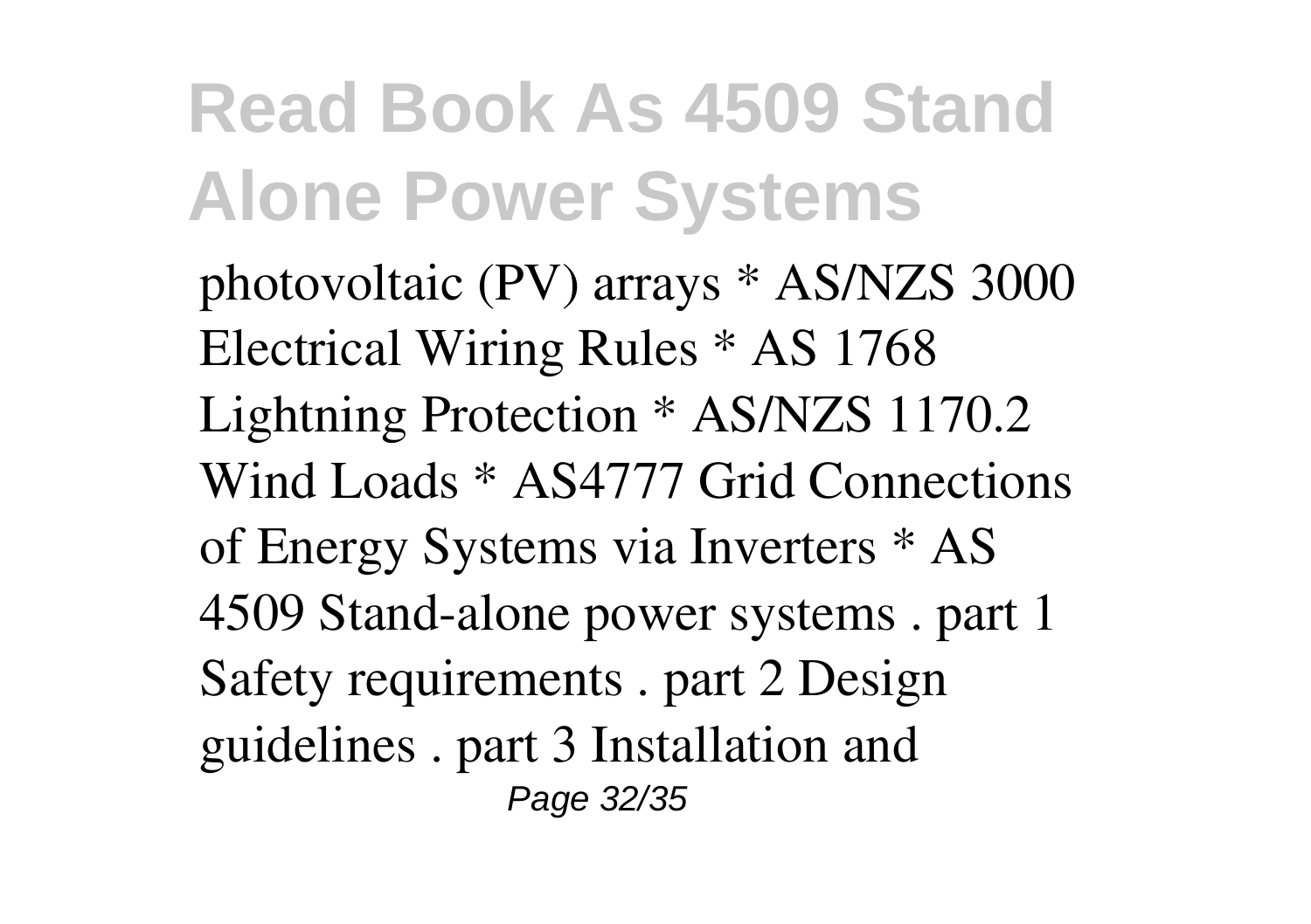photovoltaic (PV) arrays * AS/NZS 3000 Electrical Wiring Rules * AS 1768 Lightning Protection * AS/NZS 1170.2 Wind Loads * AS4777 Grid Connections of Energy Systems via Inverters * AS 4509 Stand-alone power systems . part 1 Safety requirements . part 2 Design guidelines . part 3 Installation and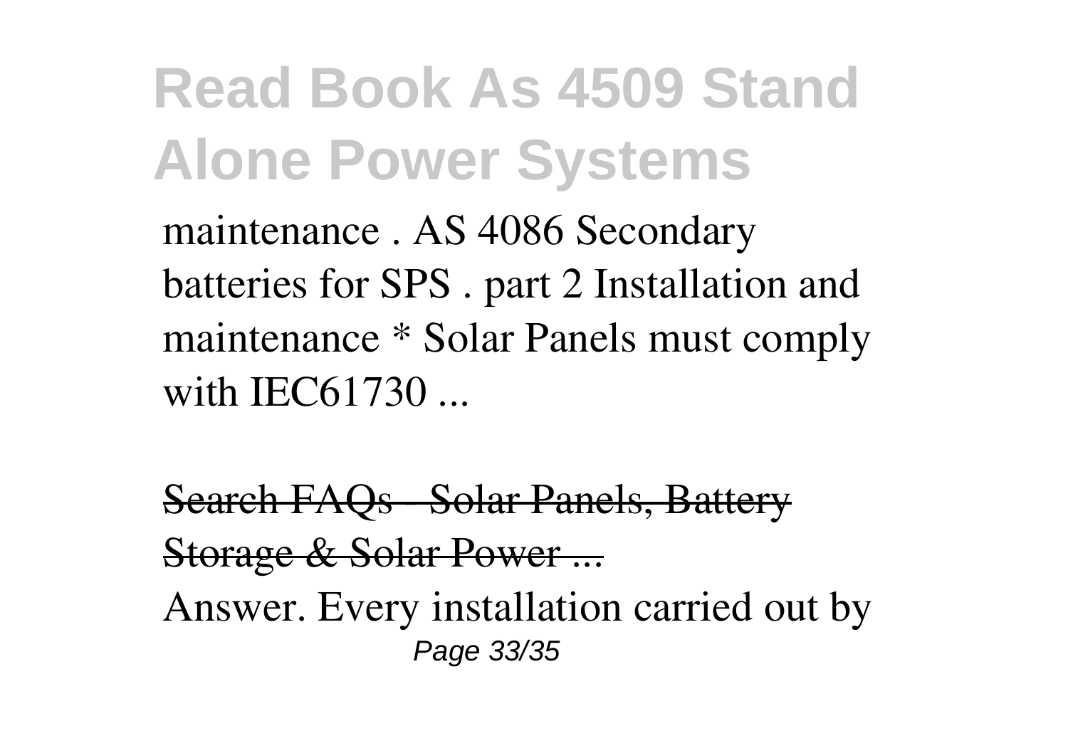maintenance . AS 4086 Secondary batteries for SPS . part 2 Installation and maintenance * Solar Panels must comply with IEC61730 ...

~~Search FAQs - Solar Panels, Battery Storage & Solar Power ...~~

Answer. Every installation carried out by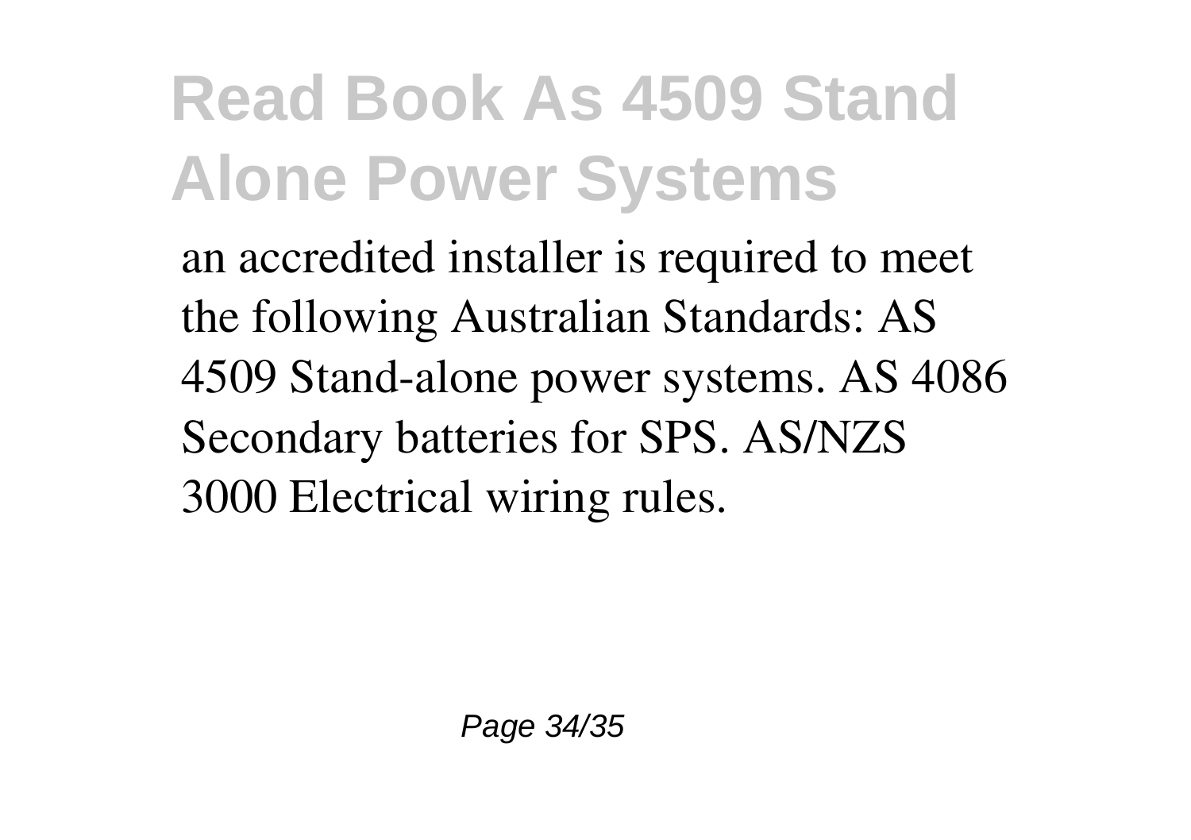an accredited installer is required to meet the following Australian Standards: AS 4509 Stand-alone power systems. AS 4086 Secondary batteries for SPS. AS/NZS 3000 Electrical wiring rules.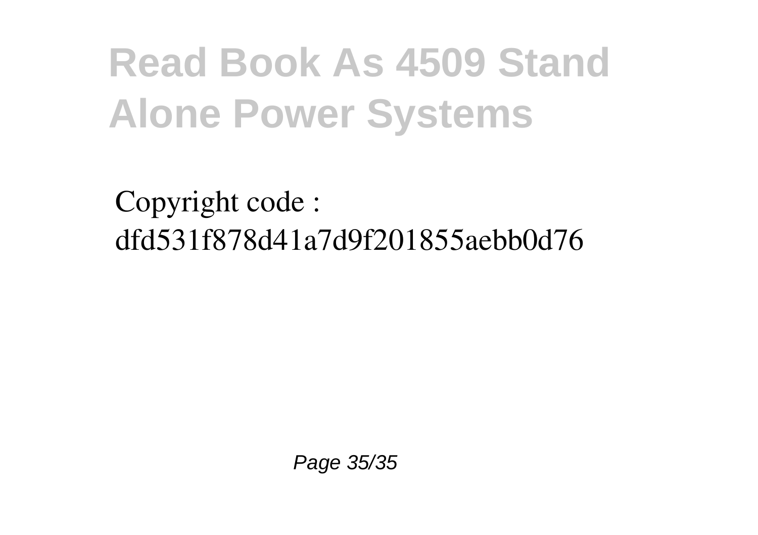Copyright code : dfd531f878d41a7d9f201855aebb0d76